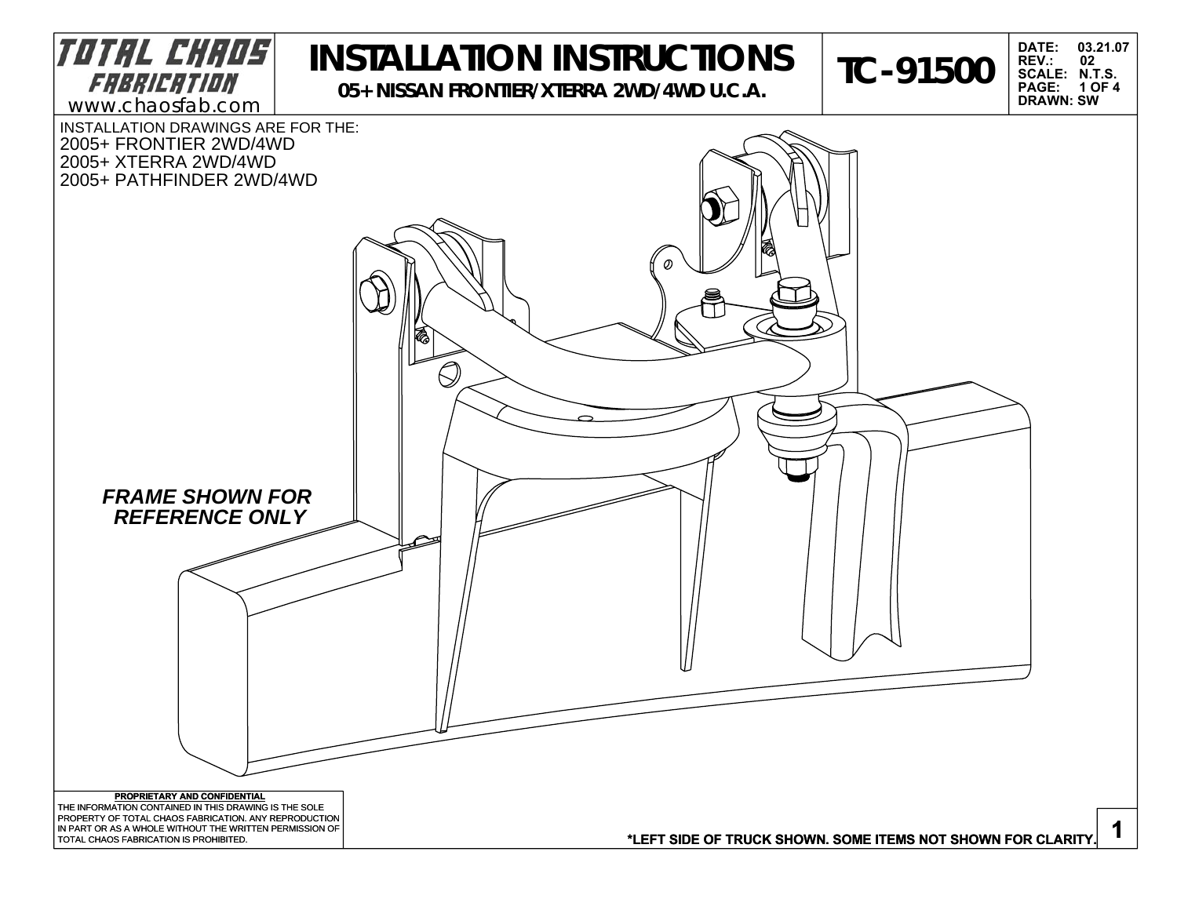**TOTAL CHAOS FABRICATION**
www.chaosfab.com

# INSTALLATION INSTRUCTIONS

**05+ NISSAN FRONTIER/XTERRA 2WD/4WD U.C.A.**

**TC-91500**

**DATE:** 03.21.07
**REV.:** 02
**SCALE:** N.T.S.
**DRAWN:** SW

INSTALLATION DRAWINGS ARE FOR THE:
2005+ FRONTIER 2WD/4WD
2005+ XTERRA 2WD/4WD
2005+ PATHFINDER 2WD/4WD

***FRAME SHOWN FOR REFERENCE ONLY***

**PROPRIETARY AND CONFIDENTIAL**
THE INFORMATION CONTAINED IN THIS DRAWING IS THE SOLE PROPERTY OF TOTAL CHAOS FABRICATION. ANY REPRODUCTION IN PART OR AS A WHOLE WITHOUT THE WRITTEN PERMISSION OF TOTAL CHAOS FABRICATION IS PROHIBITED.

**\*LEFT SIDE OF TRUCK SHOWN. SOME ITEMS NOT SHOWN FOR CLARITY.**

**1**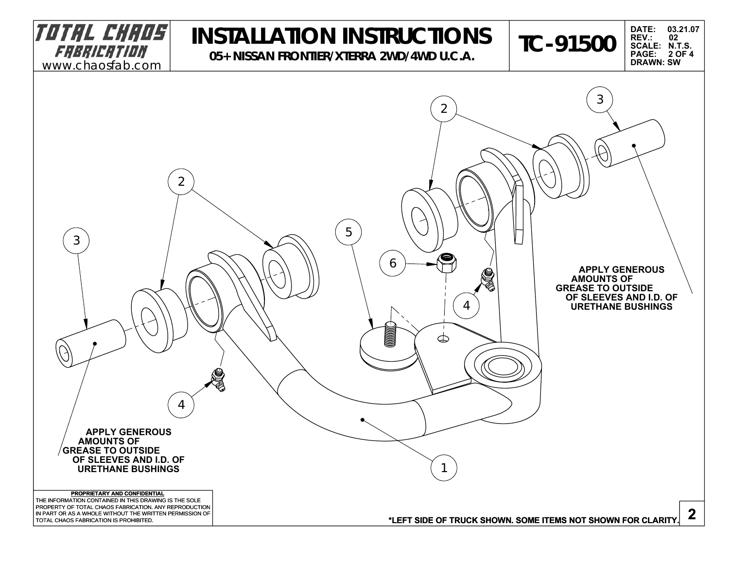# INSTALLATION INSTRUCTIONS

**05+ NISSAN FRONTIER/XTERRA 2WD/4WD U.C.A.**

**TC-91500**

**APPLY GENEROUS AMOUNTS OF GREASE TO OUTSIDE OF SLEEVES AND I.D. OF URETHANE BUSHINGS**

**APPLY GENEROUS AMOUNTS OF GREASE TO OUTSIDE OF SLEEVES AND I.D. OF URETHANE BUSHINGS**

**PROPRIETARY AND CONFIDENTIAL**

THE INFORMATION CONTAINED IN THIS DRAWING IS THE SOLE PROPERTY OF TOTAL CHAOS FABRICATION. ANY REPRODUCTION IN PART OR AS A WHOLE WITHOUT THE WRITTEN PERMISSION OF TOTAL CHAOS FABRICATION IS PROHIBITED.

**\*LEFT SIDE OF TRUCK SHOWN. SOME ITEMS NOT SHOWN FOR CLARITY.**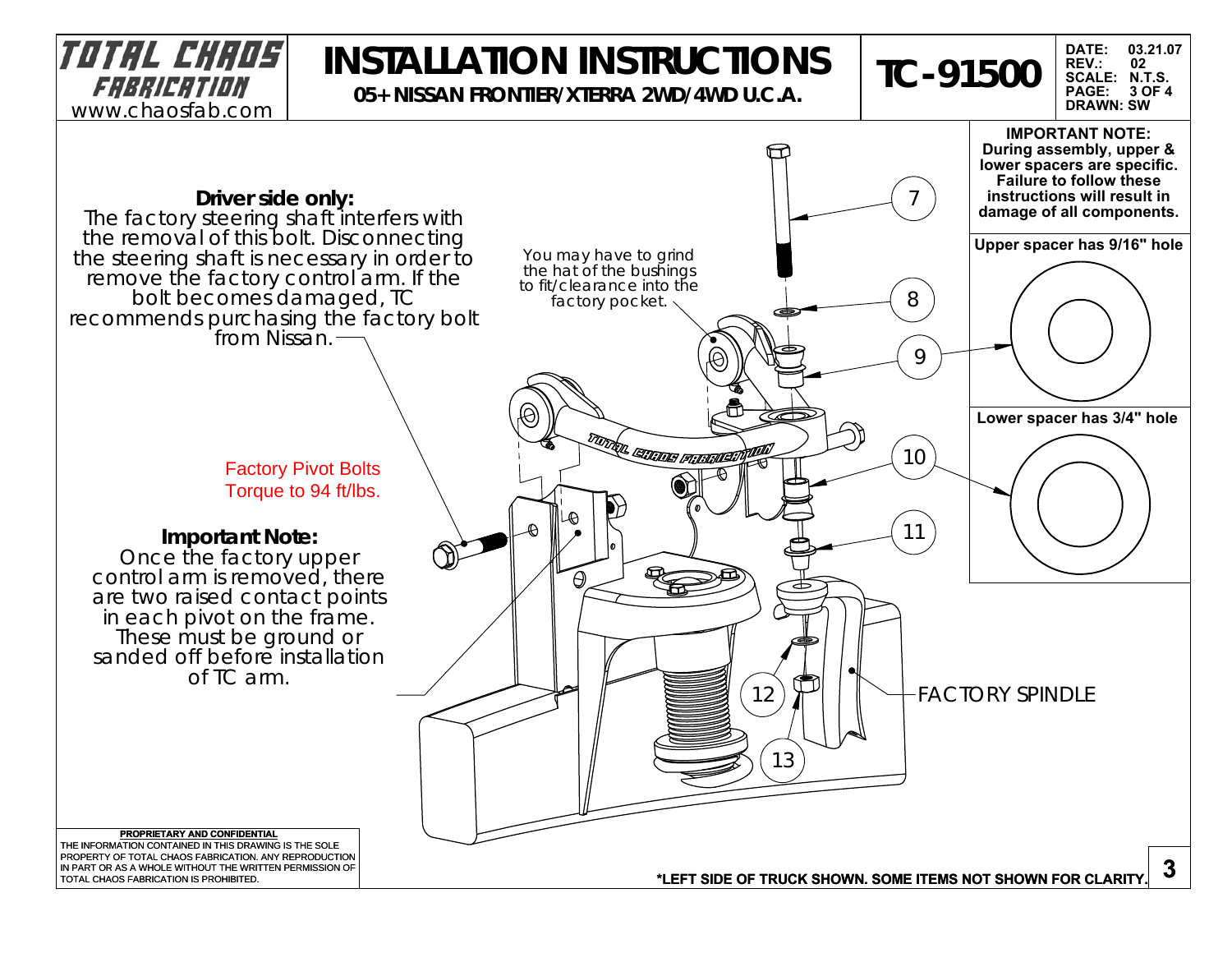# INSTALLATION INSTRUCTIONS

**05+ NISSAN FRONTIER/XTERRA 2WD/4WD U.C.A.**

**TC-91500**

DATE: 03.21.07
REV.: 02
SCALE: N.T.S.
PAGE: 3 OF 4
DRAWN: SW

**IMPORTANT NOTE:**
**During assembly, upper & lower spacers are specific. Failure to follow these instructions will result in damage of all components.**

**Upper spacer has 9/16" hole**

**Lower spacer has 3/4" hole**

**Driver side only:**
The factory steering shaft interferes with the removal of this bolt. Disconnecting the steering shaft is necessary in order to remove the factory control arm. If the bolt becomes damaged, TC recommends purchasing the factory bolt from Nissan.

You may have to grind the hat of the bushings to fit/clearance into the factory pocket.

Factory Pivot Bolts
Torque to 94 ft/lbs.

**Important Note:**
Once the factory upper control arm is removed, there are two raised contact points in each pivot on the frame. These must be ground or sanded off before installation of TC arm.

7

8

9

10

11

12

13

FACTORY SPINDLE

**PROPRIETARY AND CONFIDENTIAL**
THE INFORMATION CONTAINED IN THIS DRAWING IS THE SOLE PROPERTY OF TOTAL CHAOS FABRICATION. ANY REPRODUCTION IN PART OR AS A WHOLE WITHOUT THE WRITTEN PERMISSION OF TOTAL CHAOS FABRICATION IS PROHIBITED.

**\*LEFT SIDE OF TRUCK SHOWN. SOME ITEMS NOT SHOWN FOR CLARITY.**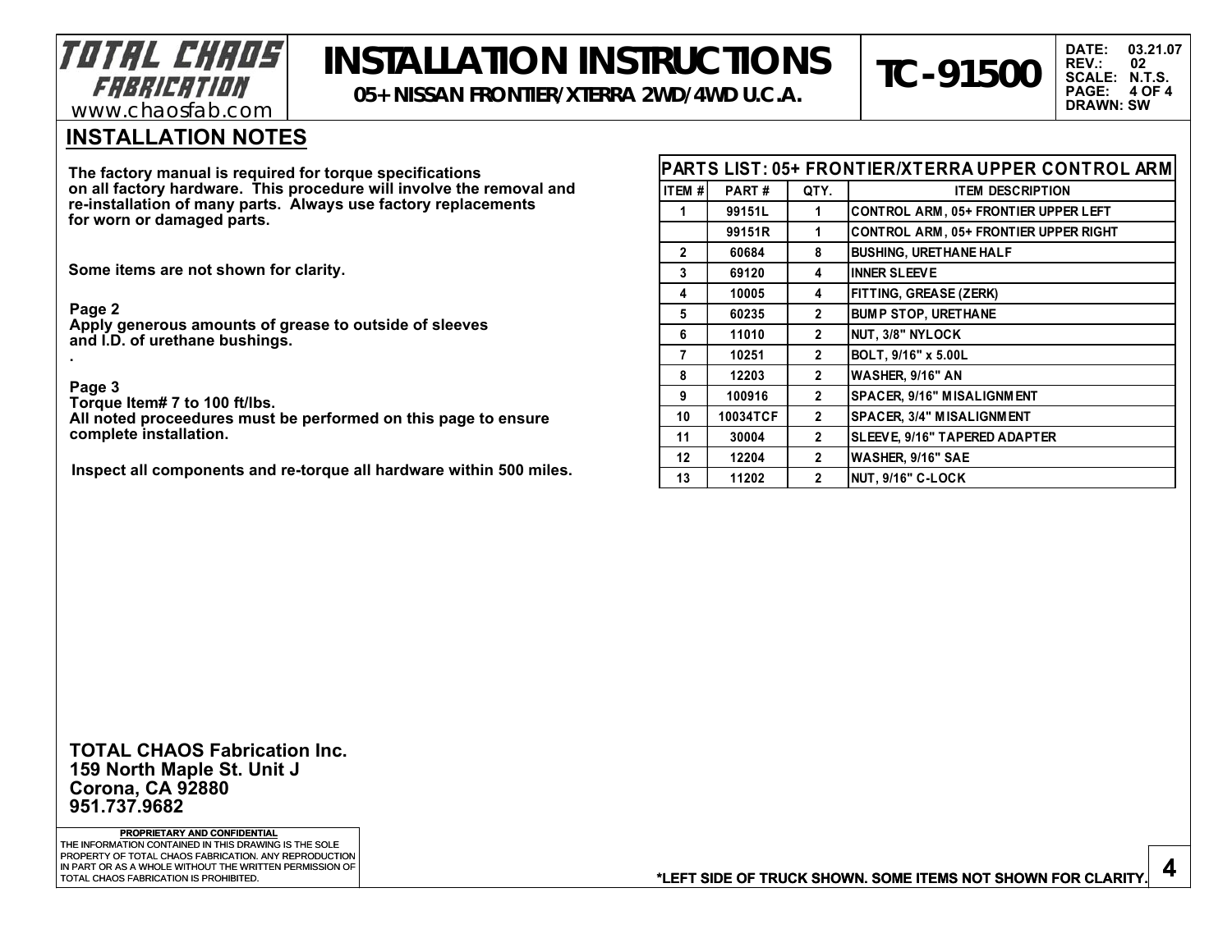# INSTALLATION INSTRUCTIONS

**05+ NISSAN FRONTIER/XTERRA 2WD/4WD U.C.A.**

**TC-91500**

DATE: 03.21.07
REV.: 02
SCALE: N.T.S.
DRAWN: SW

## INSTALLATION NOTES

**The factory manual is required for torque specifications on all factory hardware. This procedure will involve the removal and re-installation of many parts. Always use factory replacements for worn or damaged parts.**

**Some items are not shown for clarity.**

**Page 2**
**Apply generous amounts of grease to outside of sleeves and I.D. of urethane bushings.**
**.**

**Page 3**
**Torque Item# 7 to 100 ft/lbs.**
**All noted proceedures must be performed on this page to ensure complete installation.**

**Inspect all components and re-torque all hardware within 500 miles.**

**PARTS LIST: 05+ FRONTIER/XTERRA UPPER CONTROL ARM**

| ITEM # | PART # | QTY. | ITEM DESCRIPTION |
|---|---|---|---|
| 1 | 99151L | 1 | CONTROL ARM, 05+ FRONTIER UPPER LEFT |
| | 99151R | 1 | CONTROL ARM, 05+ FRONTIER UPPER RIGHT |
| 2 | 60684 | 8 | BUSHING, URETHANE HALF |
| 3 | 69120 | 4 | INNER SLEEVE |
| 4 | 10005 | 4 | FITTING, GREASE (ZERK) |
| 5 | 60235 | 2 | BUMP STOP, URETHANE |
| 6 | 11010 | 2 | NUT, 3/8" NYLOCK |
| 7 | 10251 | 2 | BOLT, 9/16" x 5.00L |
| 8 | 12203 | 2 | WASHER, 9/16" AN |
| 9 | 100916 | 2 | SPACER, 9/16" MISALIGNMENT |
| 10 | 10034TCF | 2 | SPACER, 3/4" MISALIGNMENT |
| 11 | 30004 | 2 | SLEEVE, 9/16" TAPERED ADAPTER |
| 12 | 12204 | 2 | WASHER, 9/16" SAE |
| 13 | 11202 | 2 | NUT, 9/16" C-LOCK |

**TOTAL CHAOS Fabrication Inc.**
**159 North Maple St. Unit J**
**Corona, CA 92880**
**951.737.9682**

**PROPRIETARY AND CONFIDENTIAL**
THE INFORMATION CONTAINED IN THIS DRAWING IS THE SOLE PROPERTY OF TOTAL CHAOS FABRICATION. ANY REPRODUCTION IN PART OR AS A WHOLE WITHOUT THE WRITTEN PERMISSION OF TOTAL CHAOS FABRICATION IS PROHIBITED.

**\*LEFT SIDE OF TRUCK SHOWN. SOME ITEMS NOT SHOWN FOR CLARITY.**